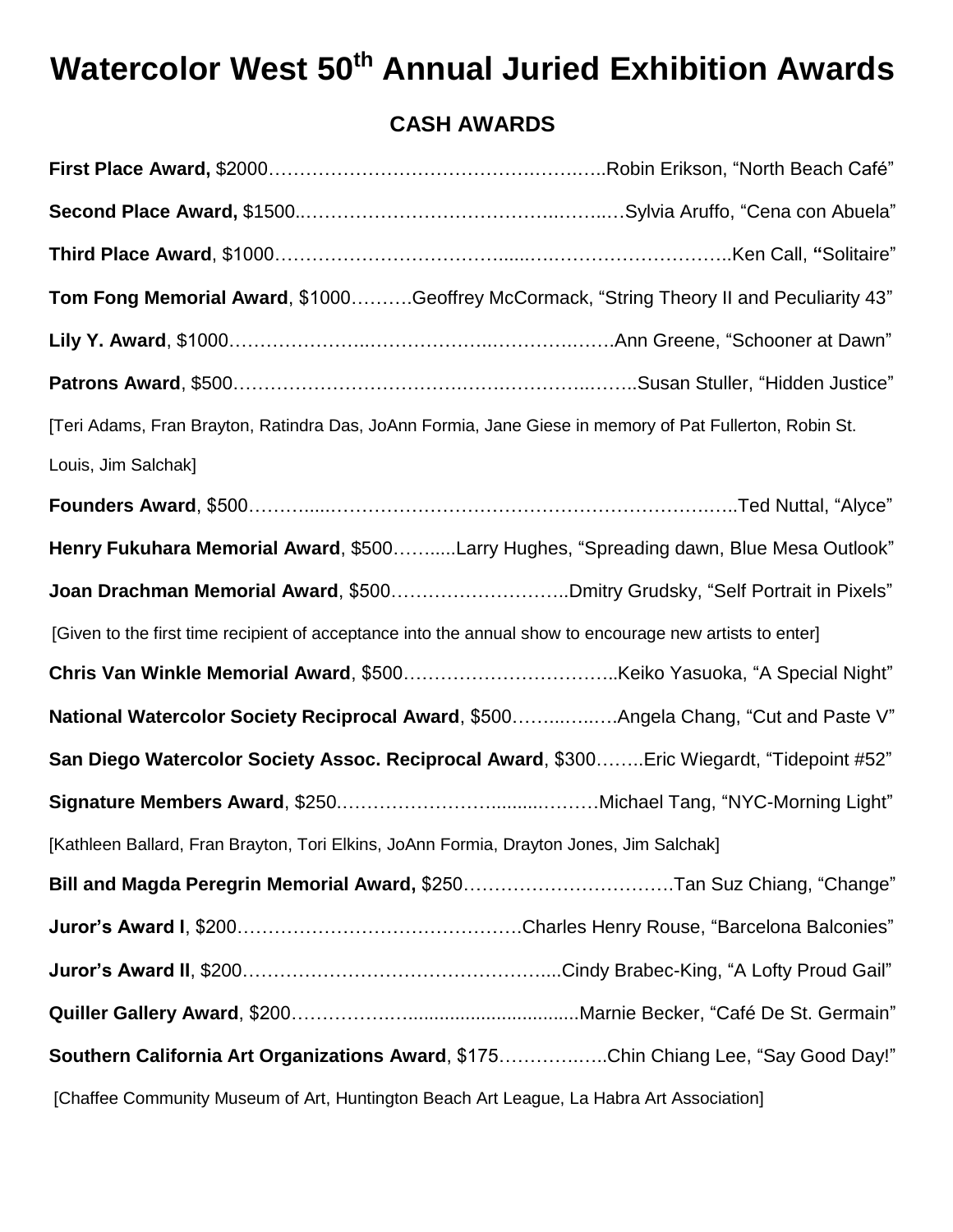# Watercolor West 50th Annual Juried Exhibition Awards

## CASH AWARDS

**First Place Award,** $2000………………….……………….……..…..Robin Erikson, “North Beach Café”

**Second Place Award,** $1500..…………………………………..……..…Sylvia Aruffo, “Cena con Abuela”

**Third Place Award**, $1000………………………………......….………………………..Ken Call, **“**Solitaire”

**Tom Fong Memorial Award**, $1000……….Geoffrey McCormack, “String Theory II and Peculiarity 43”

**Lily Y. Award**, $1000…………………..………………..…………….…….Ann Greene, “Schooner at Dawn”

**Patrons Award**, $500……………………………….….….………..……..Susan Stuller, “Hidden Justice”

[Teri Adams, Fran Brayton, Ratindra Das, JoAnn Formia, Jane Giese in memory of Pat Fullerton, Robin St. Louis, Jim Salchak]

**Founders Award**, $500………....…………………………………………………….…..Ted Nuttal, “Alyce”

**Henry Fukuhara Memorial Award**, $500……......Larry Hughes, “Spreading dawn, Blue Mesa Outlook”

**Joan Drachman Memorial Award**, $500………………………..Dmitry Grudsky, “Self Portrait in Pixels”

[Given to the first time recipient of acceptance into the annual show to encourage new artists to enter]

**Chris Van Winkle Memorial Award**, $500……………………………..Keiko Yasuoka, “A Special Night”

**National Watercolor Society Reciprocal Award**, $500……...…..….Angela Chang, “Cut and Paste V”

**San Diego Watercolor Society Assoc. Reciprocal Award**, $300……..Eric Wiegardt, “Tidepoint #52”

**Signature Members Award**, $250.……………………..........………Michael Tang, “NYC-Morning Light”

[Kathleen Ballard, Fran Brayton, Tori Elkins, JoAnn Formia, Drayton Jones, Jim Salchak]

**Bill and Magda Peregrin Memorial Award,** $250…………………………….Tan Suz Chiang, “Change”

**Juror’s Award I**, $200….………………….……………………Charles Henry Rouse, “Barcelona Balconies”

**Juror’s Award II**, $200…………………………………………....Cindy Brabec-King, “A Lofty Proud Gail”

**Quiller Gallery Award**, $200……………….................................Marnie Becker, “Café De St. Germain”

**Southern California Art Organizations Award**, $175…………..…..Chin Chiang Lee, “Say Good Day!”

[Chaffee Community Museum of Art, Huntington Beach Art League, La Habra Art Association]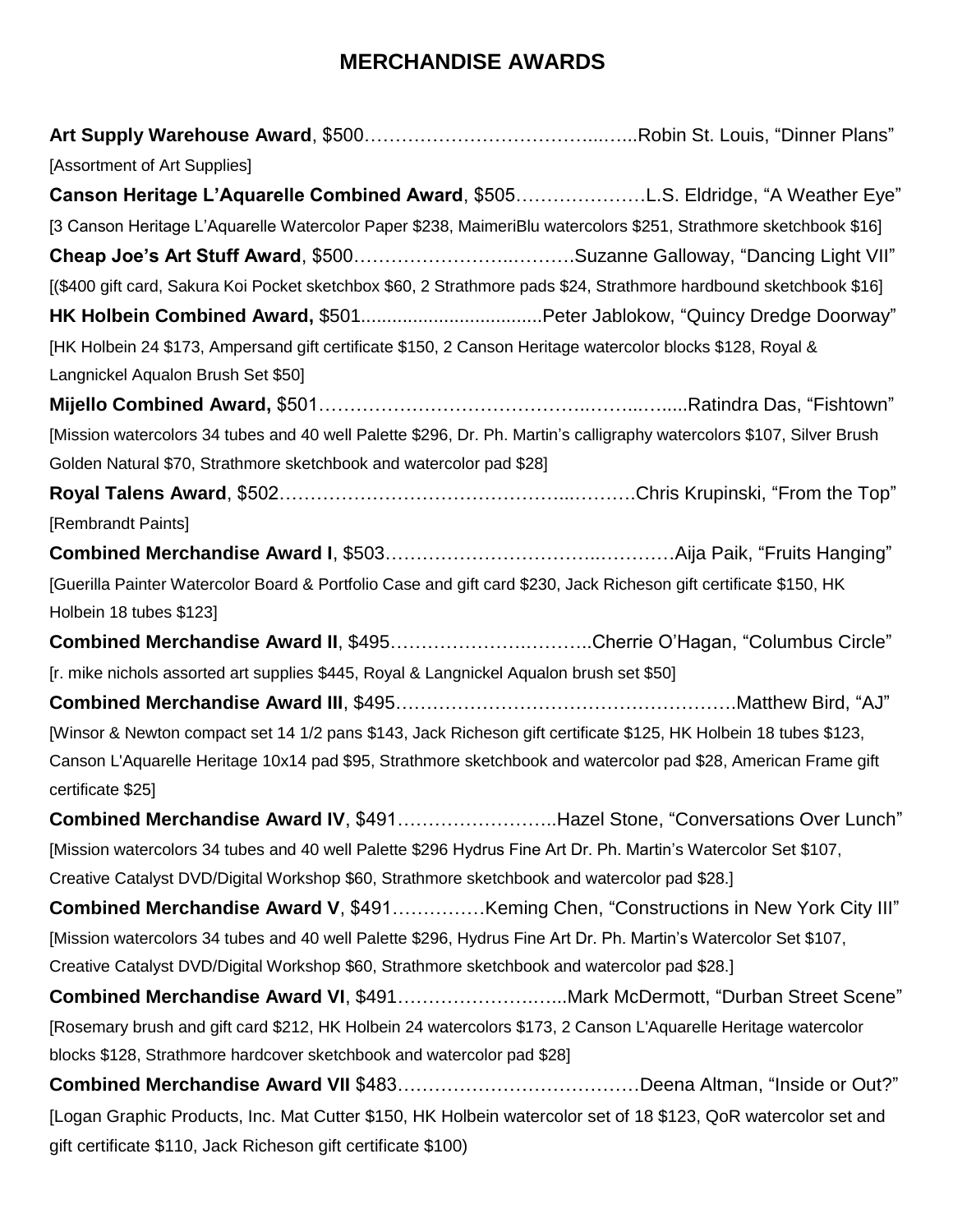## MERCHANDISE AWARDS

**Art Supply Warehouse Award**, $500……………………………….…...Robin St. Louis, “Dinner Plans”
[Assortment of Art Supplies]

**Canson Heritage L’Aquarelle Combined Award**, $505…………………L.S. Eldridge, “A Weather Eye”
[3 Canson Heritage L’Aquarelle Watercolor Paper $238, MaimeriBlu watercolors $251, Strathmore sketchbook $16]

**Cheap Joe’s Art Stuff Award**, $500…………………..……….Suzanne Galloway, “Dancing Light VII”
[($400 gift card, Sakura Koi Pocket sketchbox $60, 2 Strathmore pads $24, Strathmore hardbound sketchbook $16]

**HK Holbein Combined Award,** $501..................................Peter Jablokow, “Quincy Dredge Doorway”
[HK Holbein 24 $173, Ampersand gift certificate $150, 2 Canson Heritage watercolor blocks $128, Royal & Langnickel Aqualon Brush Set $50]

**Mijello Combined Award,** $501……………………………………..……..…....Ratindra Das, “Fishtown”
[Mission watercolors 34 tubes and 40 well Palette $296, Dr. Ph. Martin’s calligraphy watercolors $107, Silver Brush Golden Natural $70, Strathmore sketchbook and watercolor pad $28]

**Royal Talens Award**, $502……………………………………...……….Chris Krupinski, “From the Top”
[Rembrandt Paints]

**Combined Merchandise Award I**, $503…………………………..…………Aija Paik, “Fruits Hanging”
[Guerilla Painter Watercolor Board & Portfolio Case and gift card $230, Jack Richeson gift certificate $150, HK Holbein 18 tubes $123]

**Combined Merchandise Award II**, $495……………….……….Cherrie O’Hagan, “Columbus Circle”
[r. mike nichols assorted art supplies $445, Royal & Langnickel Aqualon brush set $50]

**Combined Merchandise Award III**, $495………………………………………………Matthew Bird, “AJ”
[Winsor & Newton compact set 14 1/2 pans $143, Jack Richeson gift certificate $125, HK Holbein 18 tubes $123, Canson L'Aquarelle Heritage 10x14 pad $95, Strathmore sketchbook and watercolor pad $28, American Frame gift certificate $25]

**Combined Merchandise Award IV**, $491……………………..Hazel Stone, “Conversations Over Lunch”
[Mission watercolors 34 tubes and 40 well Palette $296 Hydrus Fine Art Dr. Ph. Martin’s Watercolor Set $107, Creative Catalyst DVD/Digital Workshop $60, Strathmore sketchbook and watercolor pad $28.]

**Combined Merchandise Award V**, $491……………Keming Chen, “Constructions in New York City III”
[Mission watercolors 34 tubes and 40 well Palette $296, Hydrus Fine Art Dr. Ph. Martin’s Watercolor Set $107, Creative Catalyst DVD/Digital Workshop $60, Strathmore sketchbook and watercolor pad $28.]

**Combined Merchandise Award VI**, $491……………….…...Mark McDermott, “Durban Street Scene”
[Rosemary brush and gift card $212, HK Holbein 24 watercolors $173, 2 Canson L'Aquarelle Heritage watercolor blocks $128, Strathmore hardcover sketchbook and watercolor pad $28]

**Combined Merchandise Award VII** $483…………………………………Deena Altman, “Inside or Out?”
[Logan Graphic Products, Inc. Mat Cutter $150, HK Holbein watercolor set of 18 $123, QoR watercolor set and gift certificate $110, Jack Richeson gift certificate $100)